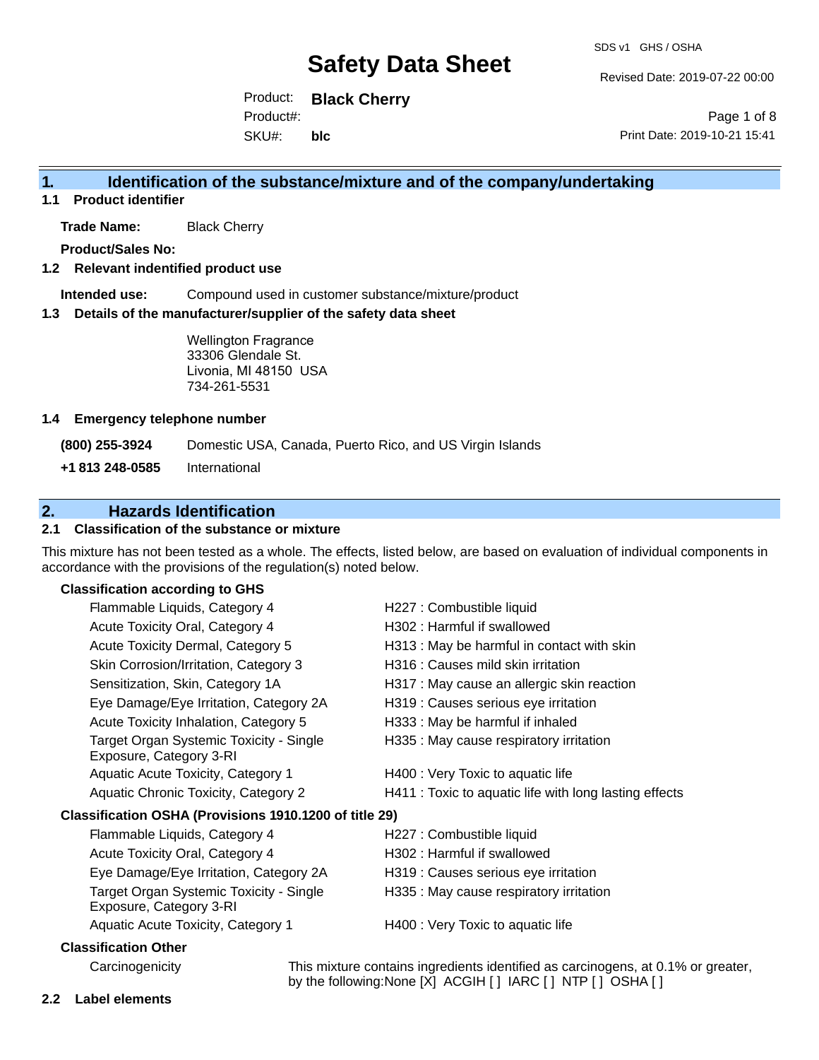# Safety Data Sheet

SDS v1 GHS / OSHA

Revised Date: 2019-07-22 00:00

Product: **Black Cherry**
Product#:
SKU#: **blc**

Print Date: 2019-10-21 15:41

## 1. Identification of the substance/mixture and of the company/undertaking

### 1.1 Product identifier

**Trade Name:** Black Cherry

**Product/Sales No:**

### 1.2 Relevant identified product use

**Intended use:** Compound used in customer substance/mixture/product

### 1.3 Details of the manufacturer/supplier of the safety data sheet

Wellington Fragrance
33306 Glendale St.
Livonia, MI 48150 USA
734-261-5531

### 1.4 Emergency telephone number

| | |
|---|---|
| **(800) 255-3924** | Domestic USA, Canada, Puerto Rico, and US Virgin Islands |
| **+1 813 248-0585** | International |

## 2. Hazards Identification

### 2.1 Classification of the substance or mixture

This mixture has not been tested as a whole. The effects, listed below, are based on evaluation of individual components in accordance with the provisions of the regulation(s) noted below.

**Classification according to GHS**

| | |
|---|---|
| Flammable Liquids, Category 4 | H227 : Combustible liquid |
| Acute Toxicity Oral, Category 4 | H302 : Harmful if swallowed |
| Acute Toxicity Dermal, Category 5 | H313 : May be harmful in contact with skin |
| Skin Corrosion/Irritation, Category 3 | H316 : Causes mild skin irritation |
| Sensitization, Skin, Category 1A | H317 : May cause an allergic skin reaction |
| Eye Damage/Eye Irritation, Category 2A | H319 : Causes serious eye irritation |
| Acute Toxicity Inhalation, Category 5 | H333 : May be harmful if inhaled |
| Target Organ Systemic Toxicity - Single Exposure, Category 3-RI | H335 : May cause respiratory irritation |
| Aquatic Acute Toxicity, Category 1 | H400 : Very Toxic to aquatic life |
| Aquatic Chronic Toxicity, Category 2 | H411 : Toxic to aquatic life with long lasting effects |

**Classification OSHA (Provisions 1910.1200 of title 29)**

| | |
|---|---|
| Flammable Liquids, Category 4 | H227 : Combustible liquid |
| Acute Toxicity Oral, Category 4 | H302 : Harmful if swallowed |
| Eye Damage/Eye Irritation, Category 2A | H319 : Causes serious eye irritation |
| Target Organ Systemic Toxicity - Single Exposure, Category 3-RI | H335 : May cause respiratory irritation |
| Aquatic Acute Toxicity, Category 1 | H400 : Very Toxic to aquatic life |

**Classification Other**

| | |
|---|---|
| Carcinogenicity | This mixture contains ingredients identified as carcinogens, at 0.1% or greater, by the following:None [X] ACGIH [ ] IARC [ ] NTP [ ] OSHA [ ] |

### 2.2 Label elements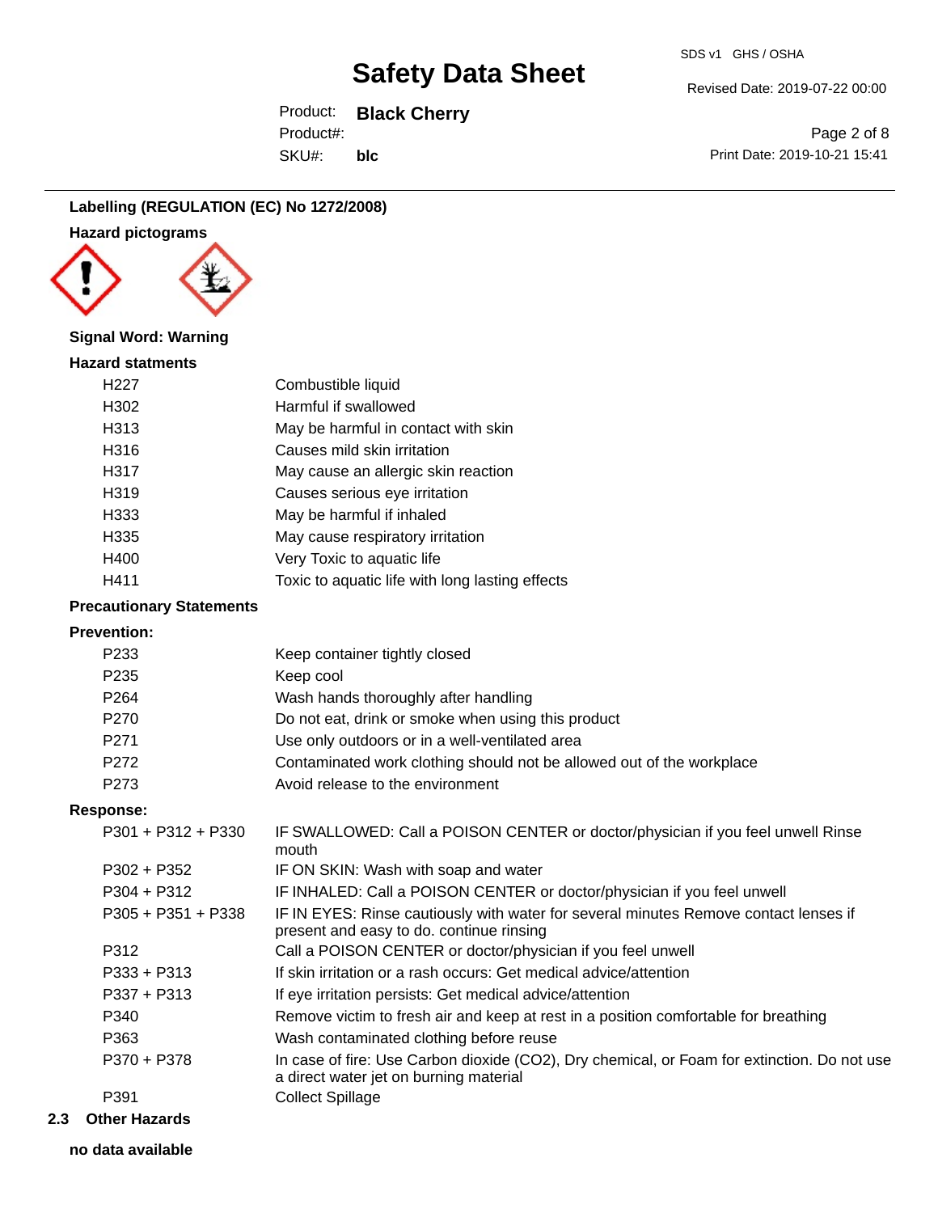## Labelling (REGULATION (EC) No 1272/2008)

### Hazard pictograms

**Signal Word: Warning**

### Hazard statments

| | |
|---|---|
| H227 | Combustible liquid |
| H302 | Harmful if swallowed |
| H313 | May be harmful in contact with skin |
| H316 | Causes mild skin irritation |
| H317 | May cause an allergic skin reaction |
| H319 | Causes serious eye irritation |
| H333 | May be harmful if inhaled |
| H335 | May cause respiratory irritation |
| H400 | Very Toxic to aquatic life |
| H411 | Toxic to aquatic life with long lasting effects |

### Precautionary Statements

**Prevention:**

| | |
|---|---|
| P233 | Keep container tightly closed |
| P235 | Keep cool |
| P264 | Wash hands thoroughly after handling |
| P270 | Do not eat, drink or smoke when using this product |
| P271 | Use only outdoors or in a well-ventilated area |
| P272 | Contaminated work clothing should not be allowed out of the workplace |
| P273 | Avoid release to the environment |

**Response:**

| | |
|---|---|
| P301 + P312 + P330 | IF SWALLOWED: Call a POISON CENTER or doctor/physician if you feel unwell Rinse mouth |
| P302 + P352 | IF ON SKIN: Wash with soap and water |
| P304 + P312 | IF INHALED: Call a POISON CENTER or doctor/physician if you feel unwell |
| P305 + P351 + P338 | IF IN EYES: Rinse cautiously with water for several minutes Remove contact lenses if present and easy to do. continue rinsing |
| P312 | Call a POISON CENTER or doctor/physician if you feel unwell |
| P333 + P313 | If skin irritation or a rash occurs: Get medical advice/attention |
| P337 + P313 | If eye irritation persists: Get medical advice/attention |
| P340 | Remove victim to fresh air and keep at rest in a position comfortable for breathing |
| P363 | Wash contaminated clothing before reuse |
| P370 + P378 | In case of fire: Use Carbon dioxide (CO2), Dry chemical, or Foam for extinction. Do not use a direct water jet on burning material |
| P391 | Collect Spillage |

## 2.3 Other Hazards

**no data available**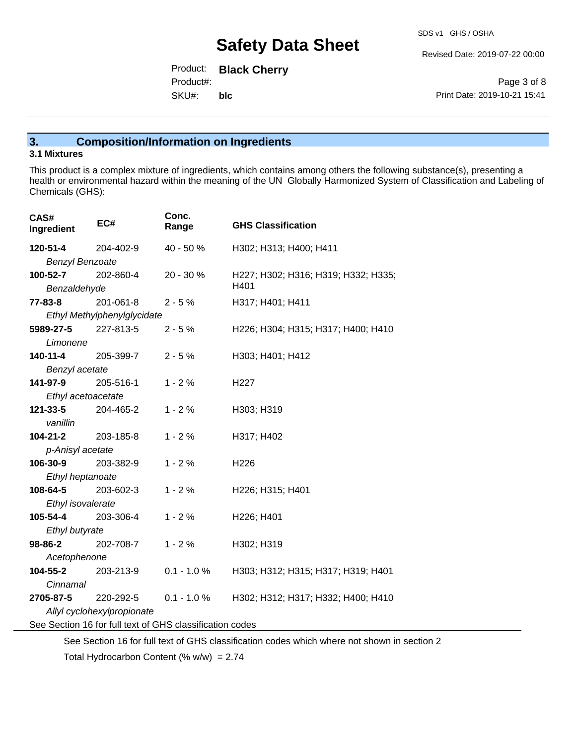## 3. Composition/Information on Ingredients

### 3.1 Mixtures

This product is a complex mixture of ingredients, which contains among others the following substance(s), presenting a health or environmental hazard within the meaning of the UN Globally Harmonized System of Classification and Labeling of Chemicals (GHS):

| CAS# Ingredient | EC# | Conc. Range | GHS Classification |
|---|---|---|---|
| **120-51-4** *Benzyl Benzoate* | 204-402-9 | 40 - 50 % | H302; H313; H400; H411 |
| **100-52-7** *Benzaldehyde* | 202-860-4 | 20 - 30 % | H227; H302; H316; H319; H332; H335; H401 |
| **77-83-8** *Ethyl Methylphenylglycidate* | 201-061-8 | 2 - 5 % | H317; H401; H411 |
| **5989-27-5** *Limonene* | 227-813-5 | 2 - 5 % | H226; H304; H315; H317; H400; H410 |
| **140-11-4** *Benzyl acetate* | 205-399-7 | 2 - 5 % | H303; H401; H412 |
| **141-97-9** *Ethyl acetoacetate* | 205-516-1 | 1 - 2 % | H227 |
| **121-33-5** *vanillin* | 204-465-2 | 1 - 2 % | H303; H319 |
| **104-21-2** *p-Anisyl acetate* | 203-185-8 | 1 - 2 % | H317; H402 |
| **106-30-9** *Ethyl heptanoate* | 203-382-9 | 1 - 2 % | H226 |
| **108-64-5** *Ethyl isovalerate* | 203-602-3 | 1 - 2 % | H226; H315; H401 |
| **105-54-4** *Ethyl butyrate* | 203-306-4 | 1 - 2 % | H226; H401 |
| **98-86-2** *Acetophenone* | 202-708-7 | 1 - 2 % | H302; H319 |
| **104-55-2** *Cinnamal* | 203-213-9 | 0.1 - 1.0 % | H303; H312; H315; H317; H319; H401 |
| **2705-87-5** *Allyl cyclohexylpropionate* | 220-292-5 | 0.1 - 1.0 % | H302; H312; H317; H332; H400; H410 |

See Section 16 for full text of GHS classification codes

See Section 16 for full text of GHS classification codes which where not shown in section 2

Total Hydrocarbon Content (% w/w) = 2.74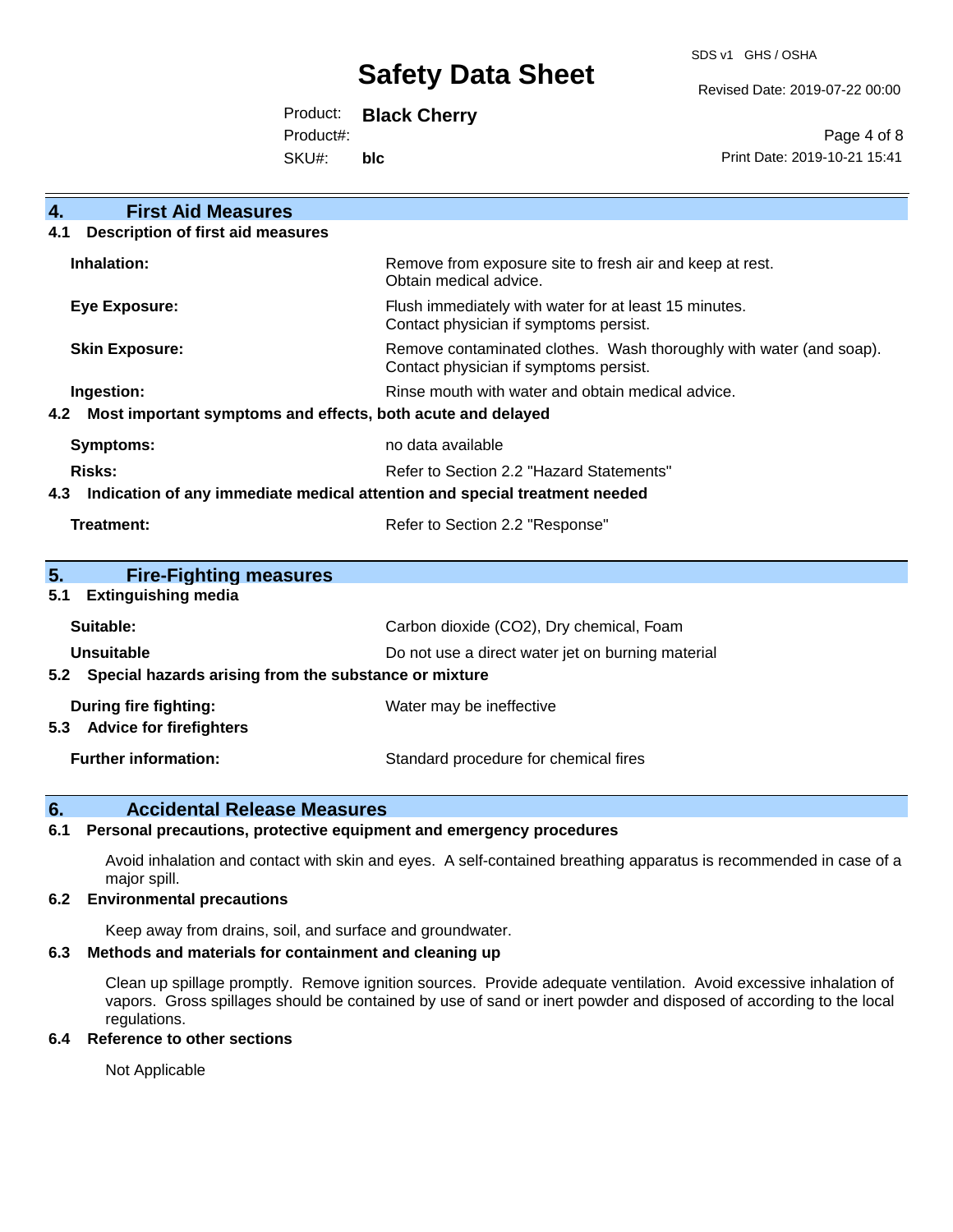## 4. First Aid Measures

### 4.1 Description of first aid measures

| | |
|---|---|
| **Inhalation:** | Remove from exposure site to fresh air and keep at rest. Obtain medical advice. |
| **Eye Exposure:** | Flush immediately with water for at least 15 minutes. Contact physician if symptoms persist. |
| **Skin Exposure:** | Remove contaminated clothes. Wash thoroughly with water (and soap). Contact physician if symptoms persist. |
| **Ingestion:** | Rinse mouth with water and obtain medical advice. |

### 4.2 Most important symptoms and effects, both acute and delayed

| | |
|---|---|
| **Symptoms:** | no data available |
| **Risks:** | Refer to Section 2.2 "Hazard Statements" |

### 4.3 Indication of any immediate medical attention and special treatment needed

| | |
|---|---|
| **Treatment:** | Refer to Section 2.2 "Response" |

## 5. Fire-Fighting measures

### 5.1 Extinguishing media

| | |
|---|---|
| **Suitable:** | Carbon dioxide ($CO_2$), Dry chemical, Foam |
| **Unsuitable** | Do not use a direct water jet on burning material |

### 5.2 Special hazards arising from the substance or mixture

| | |
|---|---|
| **During fire fighting:** | Water may be ineffective |

### 5.3 Advice for firefighters

| | |
|---|---|
| **Further information:** | Standard procedure for chemical fires |

## 6. Accidental Release Measures

### 6.1 Personal precautions, protective equipment and emergency procedures

Avoid inhalation and contact with skin and eyes. A self-contained breathing apparatus is recommended in case of a major spill.

### 6.2 Environmental precautions

Keep away from drains, soil, and surface and groundwater.

### 6.3 Methods and materials for containment and cleaning up

Clean up spillage promptly. Remove ignition sources. Provide adequate ventilation. Avoid excessive inhalation of vapors. Gross spillages should be contained by use of sand or inert powder and disposed of according to the local regulations.

### 6.4 Reference to other sections

Not Applicable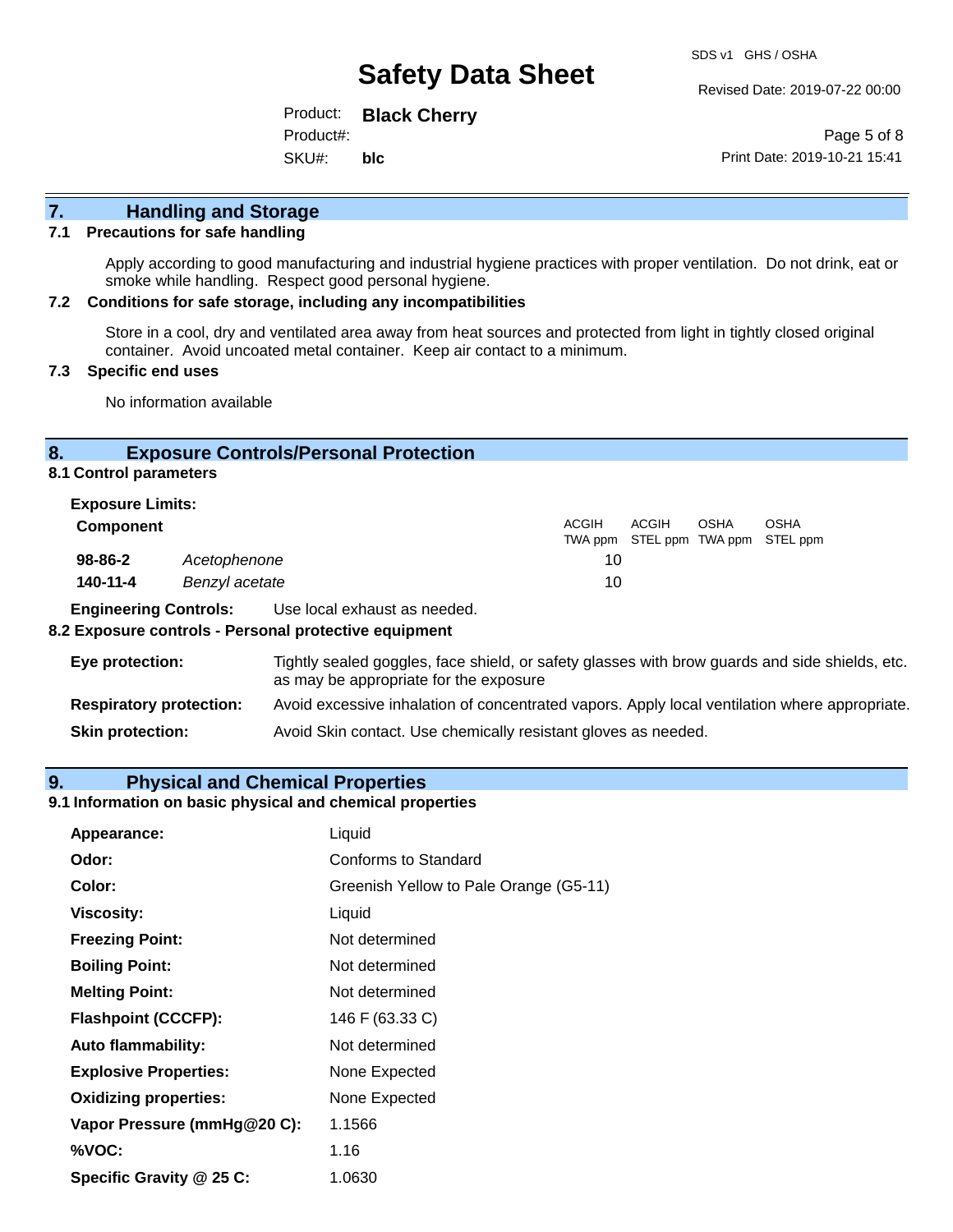## 7. Handling and Storage

### 7.1 Precautions for safe handling

Apply according to good manufacturing and industrial hygiene practices with proper ventilation. Do not drink, eat or smoke while handling. Respect good personal hygiene.

### 7.2 Conditions for safe storage, including any incompatibilities

Store in a cool, dry and ventilated area away from heat sources and protected from light in tightly closed original container. Avoid uncoated metal container. Keep air contact to a minimum.

### 7.3 Specific end uses

No information available

## 8. Exposure Controls/Personal Protection

### 8.1 Control parameters

**Exposure Limits:**

| Component | | ACGIH TWA ppm | ACGIH STEL ppm | OSHA TWA ppm | OSHA STEL ppm |
|---|---|---|---|---|---|
| **98-86-2** | *Acetophenone* | 10 | | | |
| **140-11-4** | *Benzyl acetate* | 10 | | | |

**Engineering Controls:** Use local exhaust as needed.

### 8.2 Exposure controls - Personal protective equipment

**Eye protection:** Tightly sealed goggles, face shield, or safety glasses with brow guards and side shields, etc. as may be appropriate for the exposure

**Respiratory protection:** Avoid excessive inhalation of concentrated vapors. Apply local ventilation where appropriate.

**Skin protection:** Avoid Skin contact. Use chemically resistant gloves as needed.

## 9. Physical and Chemical Properties

### 9.1 Information on basic physical and chemical properties

| | |
|---|---|
| **Appearance:** | Liquid |
| **Odor:** | Conforms to Standard |
| **Color:** | Greenish Yellow to Pale Orange (G5-11) |
| **Viscosity:** | Liquid |
| **Freezing Point:** | Not determined |
| **Boiling Point:** | Not determined |
| **Melting Point:** | Not determined |
| **Flashpoint (CCCFP):** | 146 F (63.33 C) |
| **Auto flammability:** | Not determined |
| **Explosive Properties:** | None Expected |
| **Oxidizing properties:** | None Expected |
| **Vapor Pressure (mmHg@20 C):** | 1.1566 |
| **%VOC:** | 1.16 |
| **Specific Gravity @ 25 C:** | 1.0630 |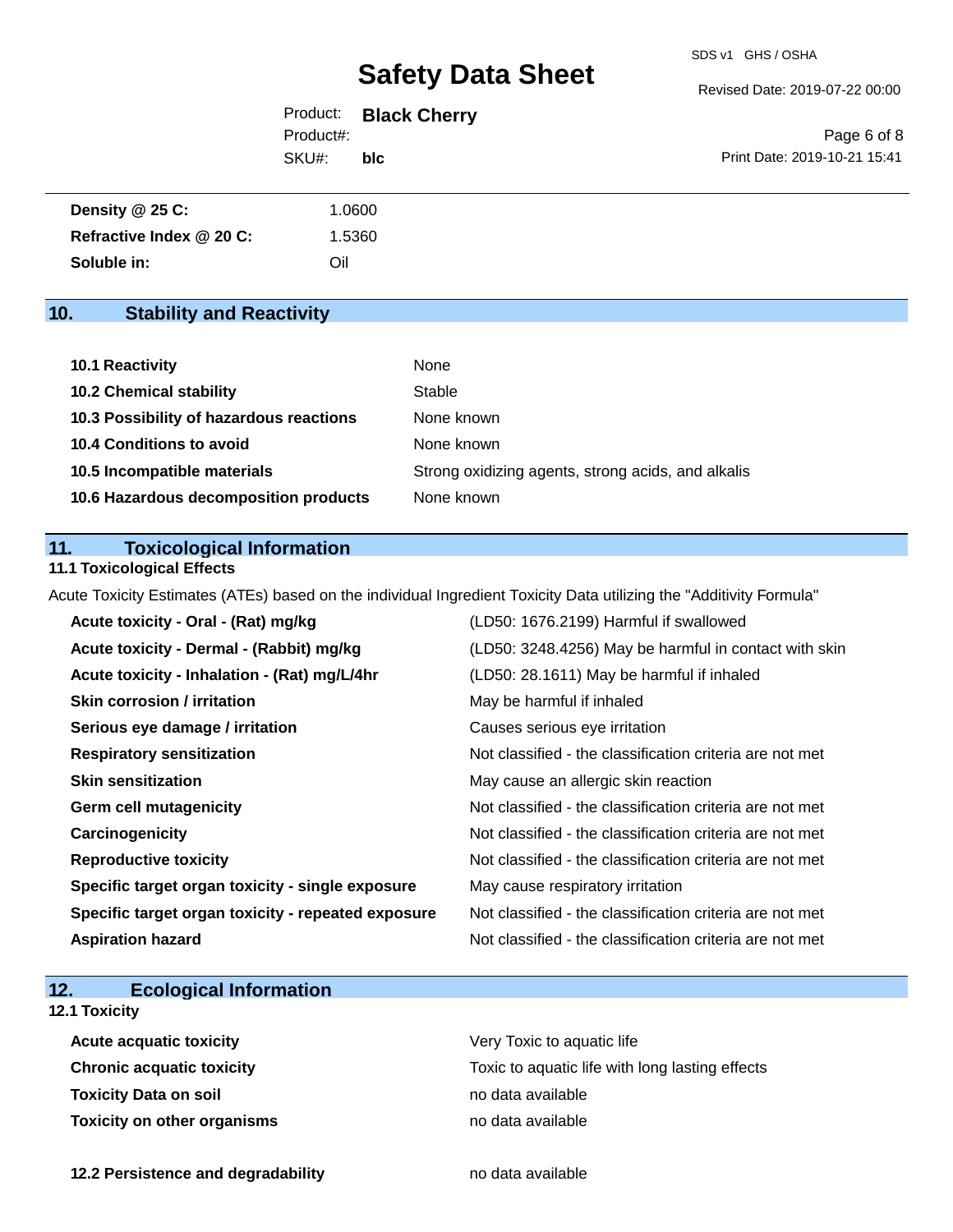| | |
|---|---|
| **Density @ 25 C:** | 1.0600 |
| **Refractive Index @ 20 C:** | 1.5360 |
| **Soluble in:** | Oil |

## 10. Stability and Reactivity

| | |
|---|---|
| **10.1 Reactivity** | None |
| **10.2 Chemical stability** | Stable |
| **10.3 Possibility of hazardous reactions** | None known |
| **10.4 Conditions to avoid** | None known |
| **10.5 Incompatible materials** | Strong oxidizing agents, strong acids, and alkalis |
| **10.6 Hazardous decomposition products** | None known |

## 11. Toxicological Information

### 11.1 Toxicological Effects

Acute Toxicity Estimates (ATEs) based on the individual Ingredient Toxicity Data utilizing the "Additivity Formula"

| | |
|---|---|
| **Acute toxicity - Oral - (Rat) mg/kg** | (LD50: 1676.2199) Harmful if swallowed |
| **Acute toxicity - Dermal - (Rabbit) mg/kg** | (LD50: 3248.4256) May be harmful in contact with skin |
| **Acute toxicity - Inhalation - (Rat) mg/L/4hr** | (LD50: 28.1611) May be harmful if inhaled |
| **Skin corrosion / irritation** | May be harmful if inhaled |
| **Serious eye damage / irritation** | Causes serious eye irritation |
| **Respiratory sensitization** | Not classified - the classification criteria are not met |
| **Skin sensitization** | May cause an allergic skin reaction |
| **Germ cell mutagenicity** | Not classified - the classification criteria are not met |
| **Carcinogenicity** | Not classified - the classification criteria are not met |
| **Reproductive toxicity** | Not classified - the classification criteria are not met |
| **Specific target organ toxicity - single exposure** | May cause respiratory irritation |
| **Specific target organ toxicity - repeated exposure** | Not classified - the classification criteria are not met |
| **Aspiration hazard** | Not classified - the classification criteria are not met |

## 12. Ecological Information

### 12.1 Toxicity

| | |
|---|---|
| **Acute acquatic toxicity** | Very Toxic to aquatic life |
| **Chronic acquatic toxicity** | Toxic to aquatic life with long lasting effects |
| **Toxicity Data on soil** | no data available |
| **Toxicity on other organisms** | no data available |

| | |
|---|---|
| **12.2 Persistence and degradability** | no data available |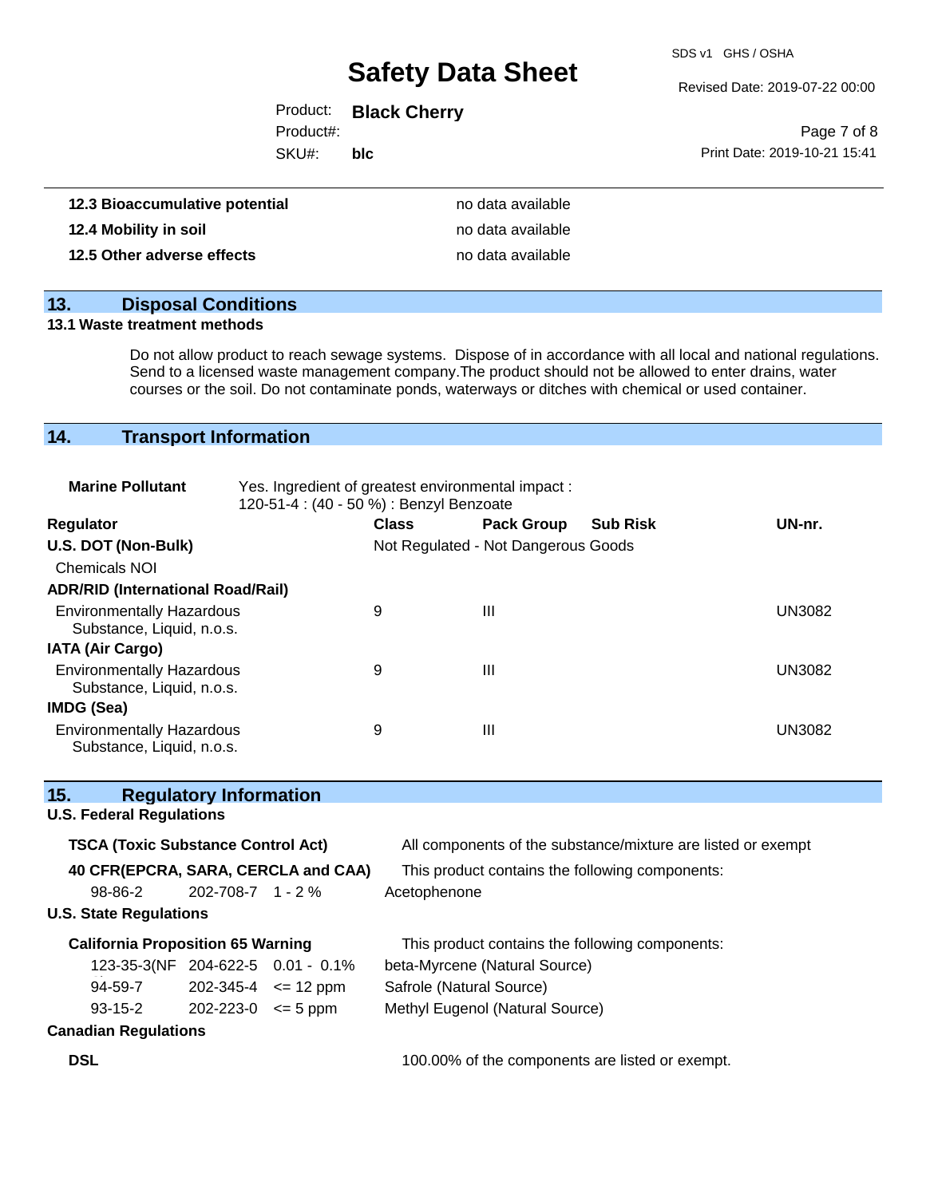| | |
|---|---|
| **12.3 Bioaccumulative potential** | no data available |
| **12.4 Mobility in soil** | no data available |
| **12.5 Other adverse effects** | no data available |

## 13. Disposal Conditions

**13.1 Waste treatment methods**

Do not allow product to reach sewage systems. Dispose of in accordance with all local and national regulations. Send to a licensed waste management company.The product should not be allowed to enter drains, water courses or the soil. Do not contaminate ponds, waterways or ditches with chemical or used container.

## 14. Transport Information

**Marine Pollutant** Yes. Ingredient of greatest environmental impact : 120-51-4 : (40 - 50 %) : Benzyl Benzoate

| Regulator | Class | Pack Group | Sub Risk | UN-nr. |
|---|---|---|---|---|
| **U.S. DOT (Non-Bulk)** | Not Regulated - Not Dangerous Goods | | | |
| Chemicals NOI | | | | |
| **ADR/RID (International Road/Rail)** | | | | |
| Environmentally Hazardous Substance, Liquid, n.o.s. | 9 | III | | UN3082 |
| **IATA (Air Cargo)** | | | | |
| Environmentally Hazardous Substance, Liquid, n.o.s. | 9 | III | | UN3082 |
| **IMDG (Sea)** | | | | |
| Environmentally Hazardous Substance, Liquid, n.o.s. | 9 | III | | UN3082 |

## 15. Regulatory Information

**U.S. Federal Regulations**

**TSCA (Toxic Substance Control Act)** All components of the substance/mixture are listed or exempt

**40 CFR(EPCRA, SARA, CERCLA and CAA)** This product contains the following components:

| | | | |
|---|---|---|---|
| 98-86-2 | 202-708-7 | 1 - 2 % | Acetophenone |

**U.S. State Regulations**

**California Proposition 65 Warning** This product contains the following components:

| | | | |
|---|---|---|---|
| 123-35-3(NF | 204-622-5 | 0.01 - 0.1% | beta-Myrcene (Natural Source) |
| 94-59-7 | 202-345-4 | <= 12 ppm | Safrole (Natural Source) |
| 93-15-2 | 202-223-0 | <= 5 ppm | Methyl Eugenol (Natural Source) |

**Canadian Regulations**

**DSL** 100.00% of the components are listed or exempt.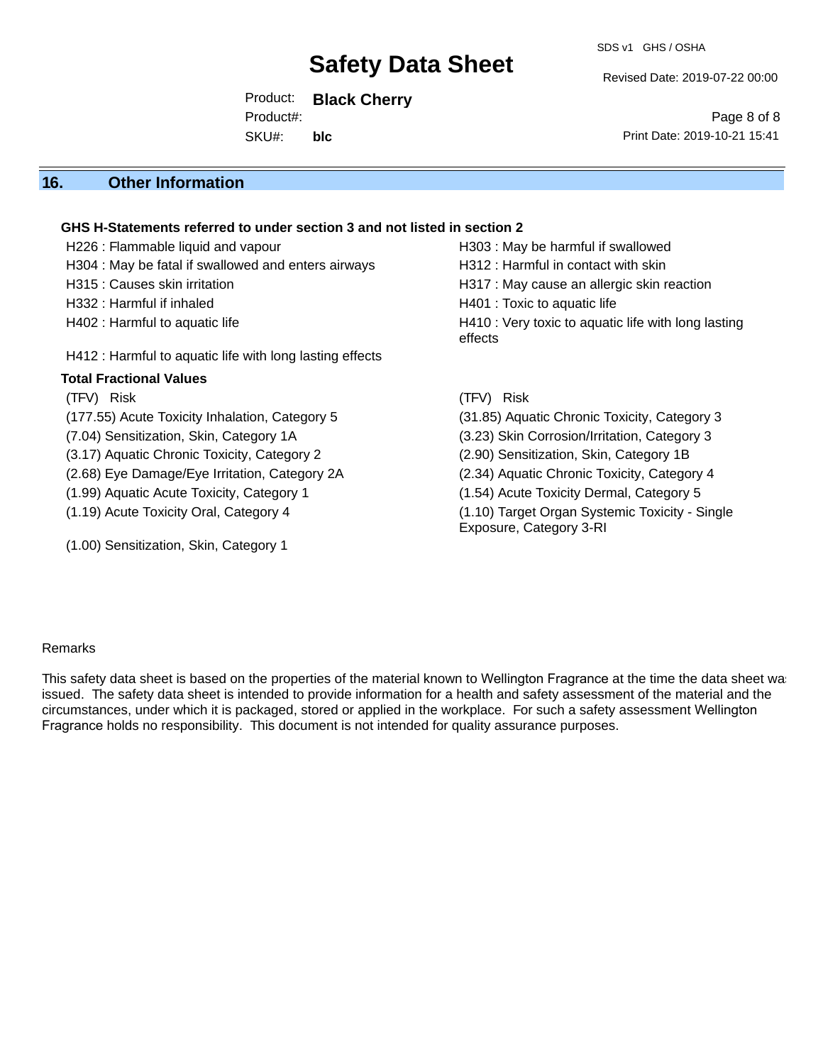## 16. Other Information

**GHS H-Statements referred to under section 3 and not listed in section 2**

H226 : Flammable liquid and vapour
H303 : May be harmful if swallowed
H304 : May be fatal if swallowed and enters airways
H312 : Harmful in contact with skin
H315 : Causes skin irritation
H317 : May cause an allergic skin reaction
H332 : Harmful if inhaled
H401 : Toxic to aquatic life
H402 : Harmful to aquatic life
H410 : Very toxic to aquatic life with long lasting effects
H412 : Harmful to aquatic life with long lasting effects

**Total Fractional Values**

| (TFV) | Risk | (TFV) | Risk |
|---|---|---|---|
| (177.55) | Acute Toxicity Inhalation, Category 5 | (31.85) | Aquatic Chronic Toxicity, Category 3 |
| (7.04) | Sensitization, Skin, Category 1A | (3.23) | Skin Corrosion/Irritation, Category 3 |
| (3.17) | Aquatic Chronic Toxicity, Category 2 | (2.90) | Sensitization, Skin, Category 1B |
| (2.68) | Eye Damage/Eye Irritation, Category 2A | (2.34) | Aquatic Chronic Toxicity, Category 4 |
| (1.99) | Aquatic Acute Toxicity, Category 1 | (1.54) | Acute Toxicity Dermal, Category 5 |
| (1.19) | Acute Toxicity Oral, Category 4 | (1.10) | Target Organ Systemic Toxicity - Single Exposure, Category 3-RI |
| (1.00) | Sensitization, Skin, Category 1 | | |

Remarks

This safety data sheet is based on the properties of the material known to Wellington Fragrance at the time the data sheet was issued. The safety data sheet is intended to provide information for a health and safety assessment of the material and the circumstances, under which it is packaged, stored or applied in the workplace. For such a safety assessment Wellington Fragrance holds no responsibility. This document is not intended for quality assurance purposes.